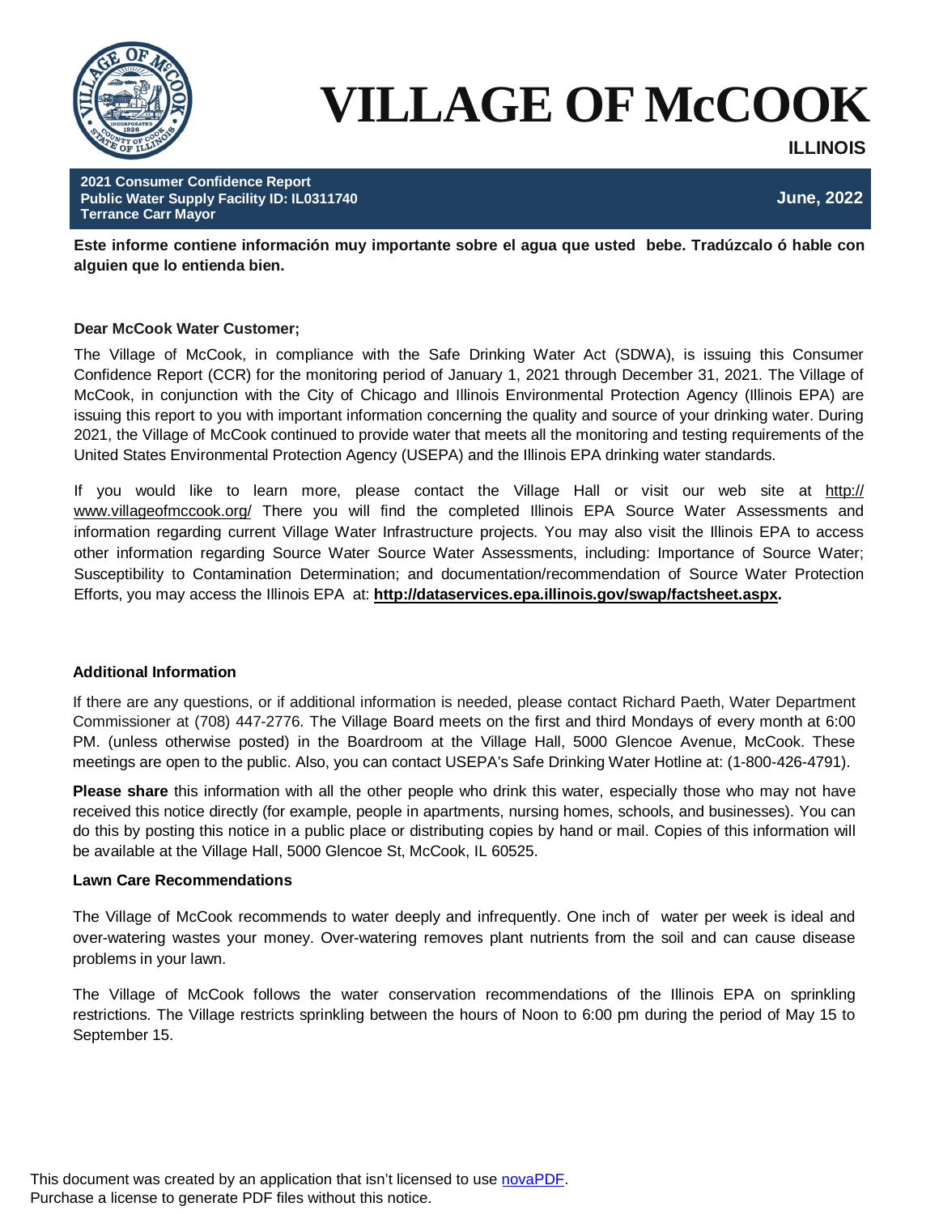# VILLAGE OF McCOOK

**ILLINOIS**

**2021 Consumer Confidence Report**
**Public Water Supply Facility ID: IL0311740**
**Terrance Carr Mayor**

**June, 2022**

**Este informe contiene información muy importante sobre el agua que usted bebe. Tradúzcalo ó hable con alguien que lo entienda bien.**

**Dear McCook Water Customer;**

The Village of McCook, in compliance with the Safe Drinking Water Act (SDWA), is issuing this Consumer Confidence Report (CCR) for the monitoring period of January 1, 2021 through December 31, 2021. The Village of McCook, in conjunction with the City of Chicago and Illinois Environmental Protection Agency (Illinois EPA) are issuing this report to you with important information concerning the quality and source of your drinking water. During 2021, the Village of McCook continued to provide water that meets all the monitoring and testing requirements of the United States Environmental Protection Agency (USEPA) and the Illinois EPA drinking water standards.

If you would like to learn more, please contact the Village Hall or visit our web site at http://www.villageofmccook.org/ There you will find the completed Illinois EPA Source Water Assessments and information regarding current Village Water Infrastructure projects. You may also visit the Illinois EPA to access other information regarding Source Water Source Water Assessments, including: Importance of Source Water; Susceptibility to Contamination Determination; and documentation/recommendation of Source Water Protection Efforts, you may access the Illinois EPA at: **http://dataservices.epa.illinois.gov/swap/factsheet.aspx.**

**Additional Information**

If there are any questions, or if additional information is needed, please contact Richard Paeth, Water Department Commissioner at (708) 447-2776. The Village Board meets on the first and third Mondays of every month at 6:00 PM. (unless otherwise posted) in the Boardroom at the Village Hall, 5000 Glencoe Avenue, McCook. These meetings are open to the public. Also, you can contact USEPA's Safe Drinking Water Hotline at: (1-800-426-4791).

**Please share** this information with all the other people who drink this water, especially those who may not have received this notice directly (for example, people in apartments, nursing homes, schools, and businesses). You can do this by posting this notice in a public place or distributing copies by hand or mail. Copies of this information will be available at the Village Hall, 5000 Glencoe St, McCook, IL 60525.

**Lawn Care Recommendations**

The Village of McCook recommends to water deeply and infrequently. One inch of water per week is ideal and over-watering wastes your money. Over-watering removes plant nutrients from the soil and can cause disease problems in your lawn.

The Village of McCook follows the water conservation recommendations of the Illinois EPA on sprinkling restrictions. The Village restricts sprinkling between the hours of Noon to 6:00 pm during the period of May 15 to September 15.

This document was created by an application that isn't licensed to use novaPDF.
Purchase a license to generate PDF files without this notice.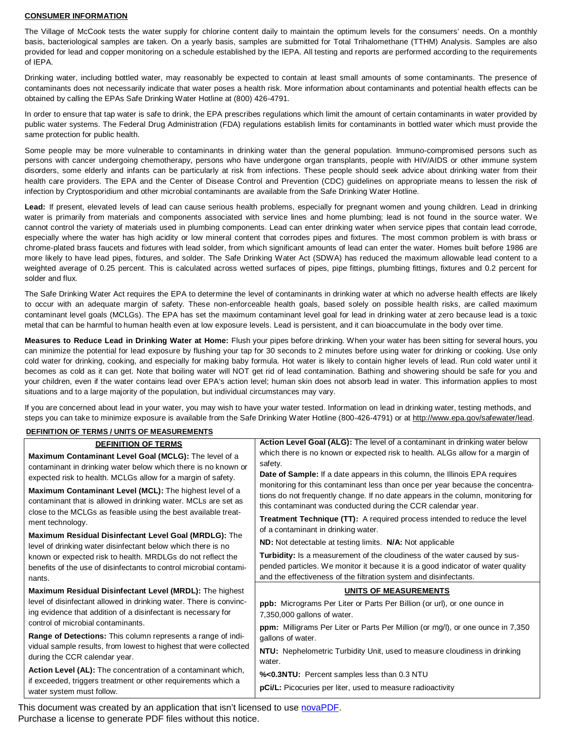## CONSUMER INFORMATION

The Village of McCook tests the water supply for chlorine content daily to maintain the optimum levels for the consumers' needs. On a monthly basis, bacteriological samples are taken. On a yearly basis, samples are submitted for Total Trihalomethane (TTHM) Analysis. Samples are also provided for lead and copper monitoring on a schedule established by the IEPA. All testing and reports are performed according to the requirements of IEPA.

Drinking water, including bottled water, may reasonably be expected to contain at least small amounts of some contaminants. The presence of contaminants does not necessarily indicate that water poses a health risk. More information about contaminants and potential health effects can be obtained by calling the EPAs Safe Drinking Water Hotline at (800) 426-4791.

In order to ensure that tap water is safe to drink, the EPA prescribes regulations which limit the amount of certain contaminants in water provided by public water systems. The Federal Drug Administration (FDA) regulations establish limits for contaminants in bottled water which must provide the same protection for public health.

Some people may be more vulnerable to contaminants in drinking water than the general population. Immuno-compromised persons such as persons with cancer undergoing chemotherapy, persons who have undergone organ transplants, people with HIV/AIDS or other immune system disorders, some elderly and infants can be particularly at risk from infections. These people should seek advice about drinking water from their health care providers. The EPA and the Center of Disease Control and Prevention (CDC) guidelines on appropriate means to lessen the risk of infection by Cryptosporidium and other microbial contaminants are available from the Safe Drinking Water Hotline.

**Lead:** If present, elevated levels of lead can cause serious health problems, especially for pregnant women and young children. Lead in drinking water is primarily from materials and components associated with service lines and home plumbing; lead is not found in the source water. We cannot control the variety of materials used in plumbing components. Lead can enter drinking water when service pipes that contain lead corrode, especially where the water has high acidity or low mineral content that corrodes pipes and fixtures. The most common problem is with brass or chrome-plated brass faucets and fixtures with lead solder, from which significant amounts of lead can enter the water. Homes built before 1986 are more likely to have lead pipes, fixtures, and solder. The Safe Drinking Water Act (SDWA) has reduced the maximum allowable lead content to a weighted average of 0.25 percent. This is calculated across wetted surfaces of pipes, pipe fittings, plumbing fittings, fixtures and 0.2 percent for solder and flux.

The Safe Drinking Water Act requires the EPA to determine the level of contaminants in drinking water at which no adverse health effects are likely to occur with an adequate margin of safety. These non-enforceable health goals, based solely on possible health risks, are called maximum contaminant level goals (MCLGs). The EPA has set the maximum contaminant level goal for lead in drinking water at zero because lead is a toxic metal that can be harmful to human health even at low exposure levels. Lead is persistent, and it can bioaccumulate in the body over time.

**Measures to Reduce Lead in Drinking Water at Home:** Flush your pipes before drinking. When your water has been sitting for several hours, you can minimize the potential for lead exposure by flushing your tap for 30 seconds to 2 minutes before using water for drinking or cooking. Use only cold water for drinking, cooking, and especially for making baby formula. Hot water is likely to contain higher levels of lead. Run cold water until it becomes as cold as it can get. Note that boiling water will NOT get rid of lead contamination. Bathing and showering should be safe for you and your children, even if the water contains lead over EPA's action level; human skin does not absorb lead in water. This information applies to most situations and to a large majority of the population, but individual circumstances may vary.

If you are concerned about lead in your water, you may wish to have your water tested. Information on lead in drinking water, testing methods, and steps you can take to minimize exposure is available from the Safe Drinking Water Hotline (800-426-4791) or at http://www.epa.gov/safewater/lead.

## DEFINITION OF TERMS / UNITS OF MEASUREMENTS

### DEFINITION OF TERMS

**Maximum Contaminant Level Goal (MCLG):** The level of a contaminant in drinking water below which there is no known or expected risk to health. MCLGs allow for a margin of safety.

**Maximum Contaminant Level (MCL):** The highest level of a contaminant that is allowed in drinking water. MCLs are set as close to the MCLGs as feasible using the best available treatment technology.

**Maximum Residual Disinfectant Level Goal (MRDLG):** The level of drinking water disinfectant below which there is no known or expected risk to health. MRDLGs do not reflect the benefits of the use of disinfectants to control microbial contaminants.

**Maximum Residual Disinfectant Level (MRDL):** The highest level of disinfectant allowed in drinking water. There is convincing evidence that addition of a disinfectant is necessary for control of microbial contaminants.

**Range of Detections:** This column represents a range of individual sample results, from lowest to highest that were collected during the CCR calendar year.

**Action Level (AL):** The concentration of a contaminant which, if exceeded, triggers treatment or other requirements which a water system must follow.

**Action Level Goal (ALG):** The level of a contaminant in drinking water below which there is no known or expected risk to health. ALGs allow for a margin of safety.

**Date of Sample:** If a date appears in this column, the Illinois EPA requires monitoring for this contaminant less than once per year because the concentrations do not frequently change. If no date appears in the column, monitoring for this contaminant was conducted during the CCR calendar year.

**Treatment Technique (TT):** A required process intended to reduce the level of a contaminant in drinking water.

**ND:** Not detectable at testing limits. **N/A:** Not applicable

**Turbidity:** Is a measurement of the cloudiness of the water caused by suspended particles. We monitor it because it is a good indicator of water quality and the effectiveness of the filtration system and disinfectants.

### UNITS OF MEASUREMENTS

**ppb:** Micrograms Per Liter or Parts Per Billion (or url), or one ounce in 7,350,000 gallons of water.

**ppm:** Milligrams Per Liter or Parts Per Million (or mg/l), or one ounce in 7,350 gallons of water.

**NTU:** Nephelometric Turbidity Unit, used to measure cloudiness in drinking water.

**%<0.3NTU:** Percent samples less than 0.3 NTU

**pCi/L:** Picocuries per liter, used to measure radioactivity

This document was created by an application that isn't licensed to use novaPDF.
Purchase a license to generate PDF files without this notice.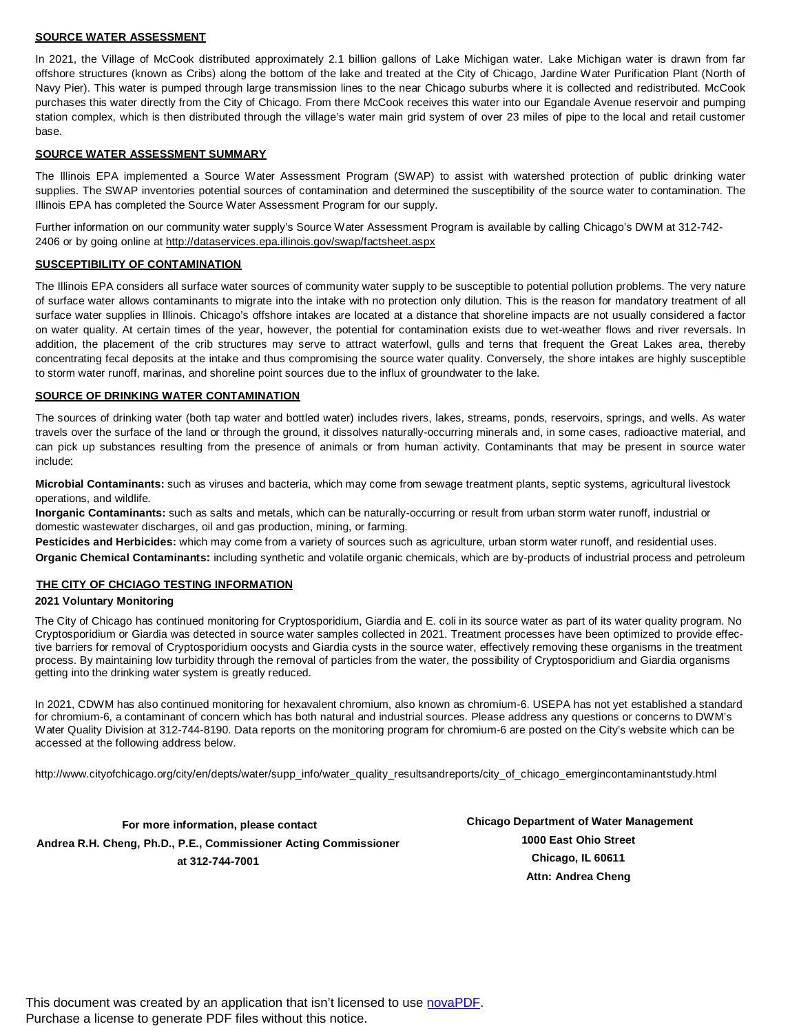## SOURCE WATER ASSESSMENT

In 2021, the Village of McCook distributed approximately 2.1 billion gallons of Lake Michigan water. Lake Michigan water is drawn from far offshore structures (known as Cribs) along the bottom of the lake and treated at the City of Chicago, Jardine Water Purification Plant (North of Navy Pier). This water is pumped through large transmission lines to the near Chicago suburbs where it is collected and redistributed. McCook purchases this water directly from the City of Chicago. From there McCook receives this water into our Egandale Avenue reservoir and pumping station complex, which is then distributed through the village's water main grid system of over 23 miles of pipe to the local and retail customer base.

## SOURCE WATER ASSESSMENT SUMMARY

The Illinois EPA implemented a Source Water Assessment Program (SWAP) to assist with watershed protection of public drinking water supplies. The SWAP inventories potential sources of contamination and determined the susceptibility of the source water to contamination. The Illinois EPA has completed the Source Water Assessment Program for our supply.

Further information on our community water supply's Source Water Assessment Program is available by calling Chicago's DWM at 312-742-2406 or by going online at http://dataservices.epa.illinois.gov/swap/factsheet.aspx

## SUSCEPTIBILITY OF CONTAMINATION

The Illinois EPA considers all surface water sources of community water supply to be susceptible to potential pollution problems. The very nature of surface water allows contaminants to migrate into the intake with no protection only dilution. This is the reason for mandatory treatment of all surface water supplies in Illinois. Chicago's offshore intakes are located at a distance that shoreline impacts are not usually considered a factor on water quality. At certain times of the year, however, the potential for contamination exists due to wet-weather flows and river reversals. In addition, the placement of the crib structures may serve to attract waterfowl, gulls and terns that frequent the Great Lakes area, thereby concentrating fecal deposits at the intake and thus compromising the source water quality. Conversely, the shore intakes are highly susceptible to storm water runoff, marinas, and shoreline point sources due to the influx of groundwater to the lake.

## SOURCE OF DRINKING WATER CONTAMINATION

The sources of drinking water (both tap water and bottled water) includes rivers, lakes, streams, ponds, reservoirs, springs, and wells. As water travels over the surface of the land or through the ground, it dissolves naturally-occurring minerals and, in some cases, radioactive material, and can pick up substances resulting from the presence of animals or from human activity. Contaminants that may be present in source water include:

**Microbial Contaminants:** such as viruses and bacteria, which may come from sewage treatment plants, septic systems, agricultural livestock operations, and wildlife.
**Inorganic Contaminants:** such as salts and metals, which can be naturally-occurring or result from urban storm water runoff, industrial or domestic wastewater discharges, oil and gas production, mining, or farming.
**Pesticides and Herbicides:** which may come from a variety of sources such as agriculture, urban storm water runoff, and residential uses.
**Organic Chemical Contaminants:** including synthetic and volatile organic chemicals, which are by-products of industrial process and petroleum

## THE CITY OF CHCIAGO TESTING INFORMATION

### 2021 Voluntary Monitoring

The City of Chicago has continued monitoring for Cryptosporidium, Giardia and E. coli in its source water as part of its water quality program. No Cryptosporidium or Giardia was detected in source water samples collected in 2021. Treatment processes have been optimized to provide effective barriers for removal of Cryptosporidium oocysts and Giardia cysts in the source water, effectively removing these organisms in the treatment process. By maintaining low turbidity through the removal of particles from the water, the possibility of Cryptosporidium and Giardia organisms getting into the drinking water system is greatly reduced.

In 2021, CDWM has also continued monitoring for hexavalent chromium, also known as chromium-6. USEPA has not yet established a standard for chromium-6, a contaminant of concern which has both natural and industrial sources. Please address any questions or concerns to DWM's Water Quality Division at 312-744-8190. Data reports on the monitoring program for chromium-6 are posted on the City's website which can be accessed at the following address below.

http://www.cityofchicago.org/city/en/depts/water/supp_info/water_quality_resultsandreports/city_of_chicago_emergincontaminantstudy.html

**For more information, please contact**
**Andrea R.H. Cheng, Ph.D., P.E., Commissioner Acting Commissioner**
**at 312-744-7001**

**Chicago Department of Water Management**
**1000 East Ohio Street**
**Chicago, IL 60611**
**Attn: Andrea Cheng**

This document was created by an application that isn't licensed to use novaPDF.
Purchase a license to generate PDF files without this notice.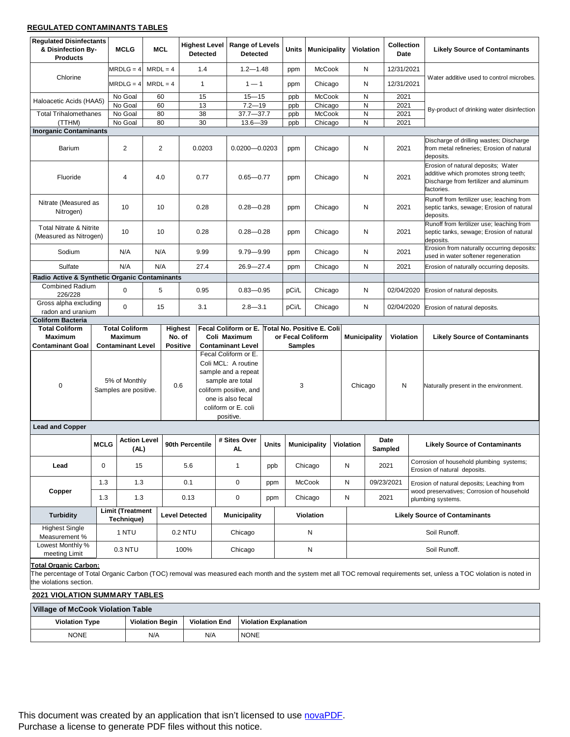## REGULATED CONTAMINANTS TABLES

| Regulated Disinfectants & Disinfection By-Products | MCLG | MCL | Highest Level Detected | Range of Levels Detected | Units | Municipality | Violation | Collection Date | Likely Source of Contaminants |
|---|---|---|---|---|---|---|---|---|---|
| Chlorine | MRDLG = 4 | MRDL = 4 | 1.4 | 1.2—1.48 | ppm | McCook | N | 12/31/2021 | Water additive used to control microbes. |
| | MRDLG = 4 | MRDL = 4 | 1 | 1 — 1 | ppm | Chicago | N | 12/31/2021 | |
| Haloacetic Acids (HAA5) | No Goal | 60 | 15 | 15—15 | ppb | McCook | N | 2021 | By-product of drinking water disinfection |
| | No Goal | 60 | 13 | 7.2—19 | ppb | Chicago | N | 2021 | |
| Total Trihalomethanes (TTHM) | No Goal | 80 | 38 | 37.7—37.7 | ppb | McCook | N | 2021 | |
| | No Goal | 80 | 30 | 13.6—39 | ppb | Chicago | N | 2021 | |
| **Inorganic Contaminants** | | | | | | | | | |
| Barium | 2 | 2 | 0.0203 | 0.0200—0.0203 | ppm | Chicago | N | 2021 | Discharge of drilling wastes; Discharge from metal refineries; Erosion of natural deposits. |
| Fluoride | 4 | 4.0 | 0.77 | 0.65—0.77 | ppm | Chicago | N | 2021 | Erosion of natural deposits; Water additive which promotes strong teeth; Discharge from fertilizer and aluminum factories. |
| Nitrate (Measured as Nitrogen) | 10 | 10 | 0.28 | 0.28—0.28 | ppm | Chicago | N | 2021 | Runoff from fertilizer use; leaching from septic tanks, sewage; Erosion of natural deposits. |
| Total Nitrate & Nitrite (Measured as Nitrogen) | 10 | 10 | 0.28 | 0.28—0.28 | ppm | Chicago | N | 2021 | Runoff from fertilizer use; leaching from septic tanks, sewage; Erosion of natural deposits. |
| Sodium | N/A | N/A | 9.99 | 9.79—9.99 | ppm | Chicago | N | 2021 | Erosion from naturally occurring deposits: used in water softener regeneration |
| Sulfate | N/A | N/A | 27.4 | 26.9—27.4 | ppm | Chicago | N | 2021 | Erosion of naturally occurring deposits. |
| **Radio Active & Synthetic Organic Contaminants** | | | | | | | | | |
| Combined Radium 226/228 | 0 | 5 | 0.95 | 0.83—0.95 | pCi/L | Chicago | N | 02/04/2020 | Erosion of natural deposits. |
| Gross alpha excluding radon and uranium | 0 | 15 | 3.1 | 2.8—3.1 | pCi/L | Chicago | N | 02/04/2020 | Erosion of natural deposits. |

**Coliform Bacteria**

| Total Coliform Maximum Contaminant Goal | Total Coliform Maximum Contaminant Level | Highest No. of Positive | Fecal Coliform or E. Coli Maximum Contaminant Level | Total No. Positive E. Coli or Fecal Coliform Samples | Municipality | Violation | Likely Source of Contaminants |
|---|---|---|---|---|---|---|---|
| 0 | 5% of Monthly Samples are positive. | 0.6 | Fecal Coliform or E. Coli MCL: A routine sample and a repeat sample are total coliform positive, and one is also fecal coliform or E. coli positive. | 3 | Chicago | N | Naturally present in the environment. |

**Lead and Copper**

| | MCLG | Action Level (AL) | 90th Percentile | # Sites Over AL | Units | Municipality | Violation | Date Sampled | Likely Source of Contaminants |
|---|---|---|---|---|---|---|---|---|---|
| **Lead** | 0 | 15 | 5.6 | 1 | ppb | Chicago | N | 2021 | Corrosion of household plumbing systems; Erosion of natural deposits. |
| **Copper** | 1.3 | 1.3 | 0.1 | 0 | ppm | McCook | N | 09/23/2021 | Erosion of natural deposits; Leaching from wood preservatives; Corrosion of household plumbing systems. |
| | 1.3 | 1.3 | 0.13 | 0 | ppm | Chicago | N | 2021 | |

| Turbidity | Limit (Treatment Technique) | Level Detected | Municipality | Violation | Likely Source of Contaminants |
|---|---|---|---|---|---|
| Highest Single Measurement % | 1 NTU | 0.2 NTU | Chicago | N | Soil Runoff. |
| Lowest Monthly % meeting Limit | 0.3 NTU | 100% | Chicago | N | Soil Runoff. |

**Total Organic Carbon:**

The percentage of Total Organic Carbon (TOC) removal was measured each month and the system met all TOC removal requirements set, unless a TOC violation is noted in the violations section.

## 2021 VIOLATION SUMMARY TABLES

**Village of McCook Violation Table**

| Violation Type | Violation Begin | Violation End | Violation Explanation |
|---|---|---|---|
| NONE | N/A | N/A | NONE |

This document was created by an application that isn't licensed to use novaPDF.
Purchase a license to generate PDF files without this notice.